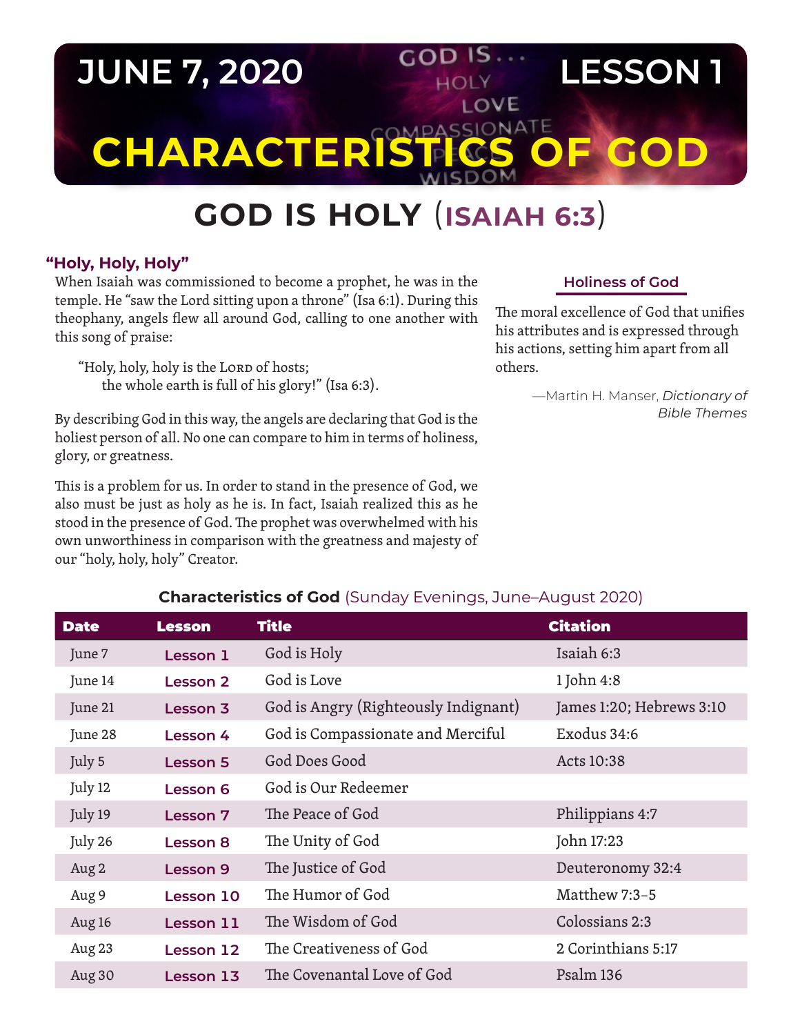# JUNE 7, 2020 — LESSON 1

# CHARACTERISTICS OF GOD

## GOD IS HOLY (ISAIAH 6:3)

### "Holy, Holy, Holy"

When Isaiah was commissioned to become a prophet, he was in the temple. He "saw the Lord sitting upon a throne" (Isa 6:1). During this theophany, angels flew all around God, calling to one another with this song of praise:

> "Holy, holy, holy is the Lord of hosts;
> the whole earth is full of his glory!" (Isa 6:3).

By describing God in this way, the angels are declaring that God is the holiest person of all. No one can compare to him in terms of holiness, glory, or greatness.

This is a problem for us. In order to stand in the presence of God, we also must be just as holy as he is. In fact, Isaiah realized this as he stood in the presence of God. The prophet was overwhelmed with his own unworthiness in comparison with the greatness and majesty of our "holy, holy, holy" Creator.

**Holiness of God**

The moral excellence of God that unifies his attributes and is expressed through his actions, setting him apart from all others.

—Martin H. Manser, *Dictionary of Bible Themes*

**Characteristics of God** (Sunday Evenings, June–August 2020)

| Date | Lesson | Title | Citation |
|---|---|---|---|
| June 7 | Lesson 1 | God is Holy | Isaiah 6:3 |
| June 14 | Lesson 2 | God is Love | 1 John 4:8 |
| June 21 | Lesson 3 | God is Angry (Righteously Indignant) | James 1:20; Hebrews 3:10 |
| June 28 | Lesson 4 | God is Compassionate and Merciful | Exodus 34:6 |
| July 5 | Lesson 5 | God Does Good | Acts 10:38 |
| July 12 | Lesson 6 | God is Our Redeemer | |
| July 19 | Lesson 7 | The Peace of God | Philippians 4:7 |
| July 26 | Lesson 8 | The Unity of God | John 17:23 |
| Aug 2 | Lesson 9 | The Justice of God | Deuteronomy 32:4 |
| Aug 9 | Lesson 10 | The Humor of God | Matthew 7:3–5 |
| Aug 16 | Lesson 11 | The Wisdom of God | Colossians 2:3 |
| Aug 23 | Lesson 12 | The Creativeness of God | 2 Corinthians 5:17 |
| Aug 30 | Lesson 13 | The Covenantal Love of God | Psalm 136 |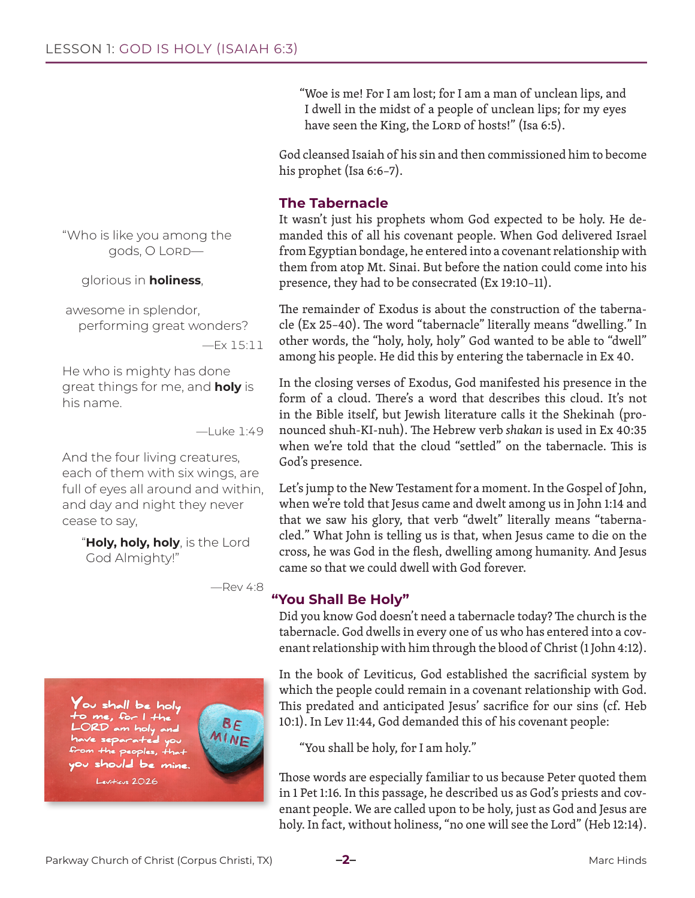"Woe is me! For I am lost; for I am a man of unclean lips, and I dwell in the midst of a people of unclean lips; for my eyes have seen the King, the LORD of hosts!" (Isa 6:5).

God cleansed Isaiah of his sin and then commissioned him to become his prophet (Isa 6:6–7).

## The Tabernacle

It wasn't just his prophets whom God expected to be holy. He demanded this of all his covenant people. When God delivered Israel from Egyptian bondage, he entered into a covenant relationship with them from atop Mt. Sinai. But before the nation could come into his presence, they had to be consecrated (Ex 19:10–11).

The remainder of Exodus is about the construction of the tabernacle (Ex 25–40). The word "tabernacle" literally means "dwelling." In other words, the "holy, holy, holy" God wanted to be able to "dwell" among his people. He did this by entering the tabernacle in Ex 40.

In the closing verses of Exodus, God manifested his presence in the form of a cloud. There's a word that describes this cloud. It's not in the Bible itself, but Jewish literature calls it the Shekinah (pronounced shuh-KI-nuh). The Hebrew verb *shakan* is used in Ex 40:35 when we're told that the cloud "settled" on the tabernacle. This is God's presence.

Let's jump to the New Testament for a moment. In the Gospel of John, when we're told that Jesus came and dwelt among us in John 1:14 and that we saw his glory, that verb "dwelt" literally means "tabernacled." What John is telling us is that, when Jesus came to die on the cross, he was God in the flesh, dwelling among humanity. And Jesus came so that we could dwell with God forever.

> "Who is like you among the gods, O LORD—
> glorious in **holiness**,
> awesome in splendor,
> performing great wonders?
>
> —Ex 15:11

> He who is mighty has done great things for me, and **holy** is his name.
>
> —Luke 1:49

> And the four living creatures, each of them with six wings, are full of eyes all around and within, and day and night they never cease to say,
>
> "**Holy, holy, holy**, is the Lord God Almighty!"
>
> —Rev 4:8

## "You Shall Be Holy"

Did you know God doesn't need a tabernacle today? The church is the tabernacle. God dwells in every one of us who has entered into a covenant relationship with him through the blood of Christ (1 John 4:12).

In the book of Leviticus, God established the sacrificial system by which the people could remain in a covenant relationship with God. This predated and anticipated Jesus' sacrifice for our sins (cf. Heb 10:1). In Lev 11:44, God demanded this of his covenant people:

> "You shall be holy, for I am holy."

Those words are especially familiar to us because Peter quoted them in 1 Pet 1:16. In this passage, he described us as God's priests and covenant people. We are called upon to be holy, just as God and Jesus are holy. In fact, without holiness, "no one will see the Lord" (Heb 12:14).

You shall be holy to me, for I the LORD am holy and have separated you from the peoples, that you should be mine.
Leviticus 20:26

BE MINE